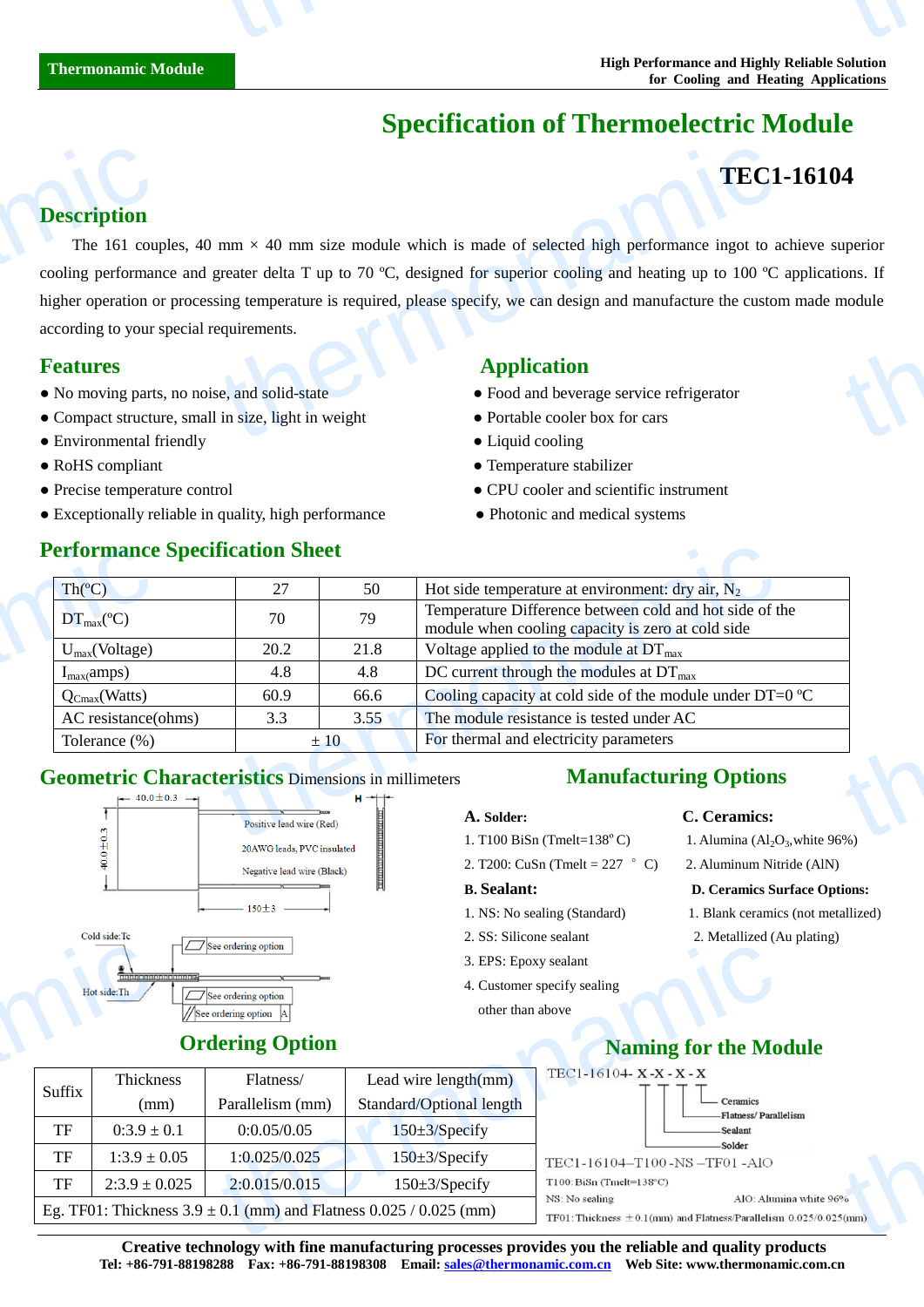# Specification of Thermoelectric Module

## TEC1-16104

## Description

The 161 couples, 40 mm × 40 mm size module which is made of selected high performance ingot to achieve superior cooling performance and greater delta T up to 70 ºC, designed for superior cooling and heating up to 100 ºC applications. If higher operation or processing temperature is required, please specify, we can design and manufacture the custom made module according to your special requirements.

## Features

- No moving parts, no noise, and solid-state
- Compact structure, small in size, light in weight
- Environmental friendly
- RoHS compliant
- Precise temperature control
- Exceptionally reliable in quality, high performance

## Application

- Food and beverage service refrigerator
- Portable cooler box for cars
- Liquid cooling
- Temperature stabilizer
- CPU cooler and scientific instrument
- Photonic and medical systems

## Performance Specification Sheet

| Th(ºC) | 27 | 50 | Hot side temperature at environment: dry air, $N_2$ |
|---|---|---|---|
| $DT_{max}$(ºC) | 70 | 79 | Temperature Difference between cold and hot side of the module when cooling capacity is zero at cold side |
| $U_{max}$(Voltage) | 20.2 | 21.8 | Voltage applied to the module at $DT_{max}$ |
| $I_{max}$(amps) | 4.8 | 4.8 | DC current through the modules at $DT_{max}$ |
| $Q_{Cmax}$(Watts) | 60.9 | 66.6 | Cooling capacity at cold side of the module under DT=0 ºC |
| AC resistance(ohms) | 3.3 | 3.55 | The module resistance is tested under AC |
| Tolerance (%) | ± 10 | | For thermal and electricity parameters |

## Geometric Characteristics Dimensions in millimeters

40.0±0.3
40.0±0.3
H
Positive lead wire (Red)
20AWG leads, PVC insulated
Negative lead wire (Black)
150±3
Cold side:Tc
Hot side:Th
See ordering option
See ordering option
See ordering option A

## Manufacturing Options

**A. Solder:**

1. T100 BiSn (Tmelt=138º C)
2. T200: CuSn (Tmelt = 227 ºC)

**B. Sealant:**

1. NS: No sealing (Standard)
2. SS: Silicone sealant
3. EPS: Epoxy sealant
4. Customer specify sealing other than above

**C. Ceramics:**

1. Alumina ($Al_2O_3$,white 96%)
2. Aluminum Nitride (AlN)

**D. Ceramics Surface Options:**

1. Blank ceramics (not metallized)
2. Metallized (Au plating)

## Ordering Option

| Suffix | Thickness (mm) | Flatness/ Parallelism (mm) | Lead wire length(mm) Standard/Optional length |
|---|---|---|---|
| TF | 0:3.9 ± 0.1 | 0:0.05/0.05 | 150±3/Specify |
| TF | 1:3.9 ± 0.05 | 1:0.025/0.025 | 150±3/Specify |
| TF | 2:3.9 ± 0.025 | 2:0.015/0.015 | 150±3/Specify |
| Eg. TF01: Thickness 3.9 ± 0.1 (mm) and Flatness 0.025 / 0.025 (mm) | | | |

## Naming for the Module

TEC1-16104- X -X - X - X

- Ceramics
- Flatness/ Parallelism
- Sealant
- Solder

TEC1-16104–T100 -NS –TF01 -AlO

T100: BiSn (Tmelt=138°C)
NS: No sealing
AlO: Alumina white 96%
TF01: Thickness ± 0.1(mm) and Flatness/Parallelism 0.025/0.025(mm)

**Creative technology with fine manufacturing processes provides you the reliable and quality products**

**Tel: +86-791-88198288 Fax: +86-791-88198308 Email: sales@thermonamic.com.cn Web Site: www.thermonamic.com.cn**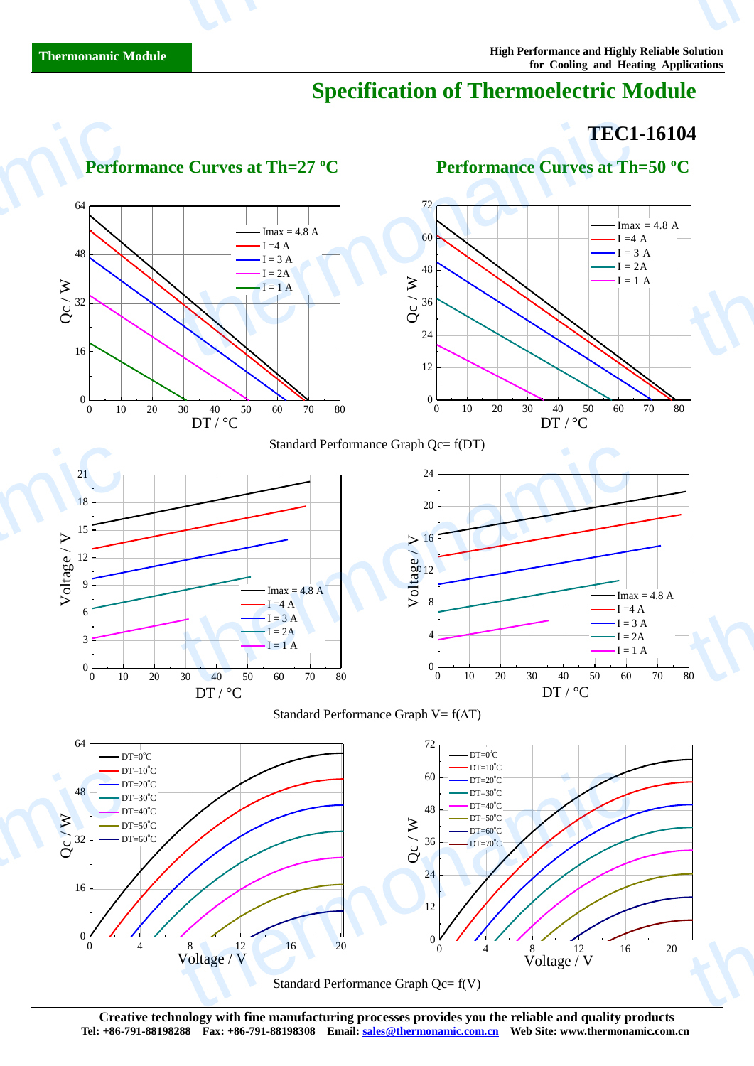# Specification of Thermoelectric Module

## TEC1-16104

### Performance Curves at Th=27 ºC

### Performance Curves at Th=50 ºC

Standard Performance Graph Qc= f(DT)

Standard Performance Graph V= f(ΔT)

Standard Performance Graph Qc= f(V)

**Creative technology with fine manufacturing processes provides you the reliable and quality products**

**Tel: +86-791-88198288 Fax: +86-791-88198308 Email: sales@thermonamic.com.cn Web Site: www.thermonamic.com.cn**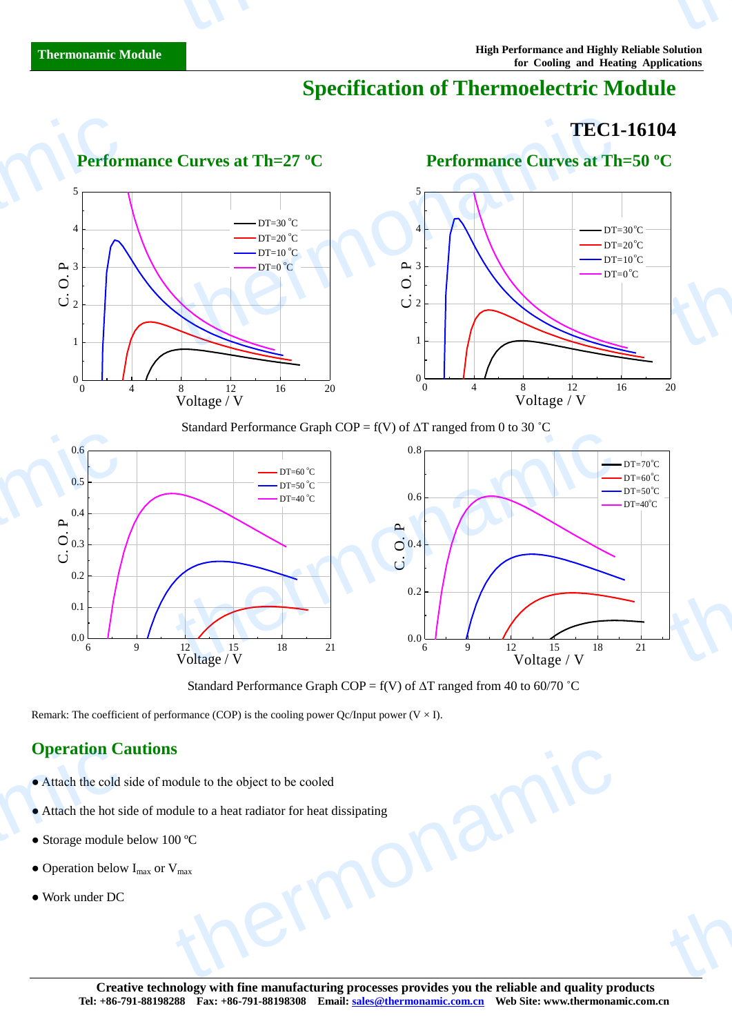# Specification of Thermoelectric Module

## TEC1-16104

### Performance Curves at Th=27 ºC

C. O. P
Voltage / V
DT=30 °C
DT=20 °C
DT=10 °C
DT=0 °C

### Performance Curves at Th=50 ºC

C. O. P
Voltage / V
DT=30°C
DT=20°C
DT=10°C
DT=0°C

Standard Performance Graph COP = f(V) of ΔT ranged from 0 to 30 ˚C

C. O. P
Voltage / V
DT=60 °C
DT=50 °C
DT=40 °C

C. O. P
Voltage / V
DT=70°C
DT=60°C
DT=50°C
DT=40°C

Standard Performance Graph COP = f(V) of ΔT ranged from 40 to 60/70 ˚C

Remark: The coefficient of performance (COP) is the cooling power Qc/Input power (V × I).

## Operation Cautions

- Attach the cold side of module to the object to be cooled
- Attach the hot side of module to a heat radiator for heat dissipating
- Storage module below 100 ºC
- Operation below $I_{max}$ or $V_{max}$
- Work under DC

**Creative technology with fine manufacturing processes provides you the reliable and quality products**
**Tel: +86-791-88198288 Fax: +86-791-88198308 Email: sales@thermonamic.com.cn Web Site: www.thermonamic.com.cn**